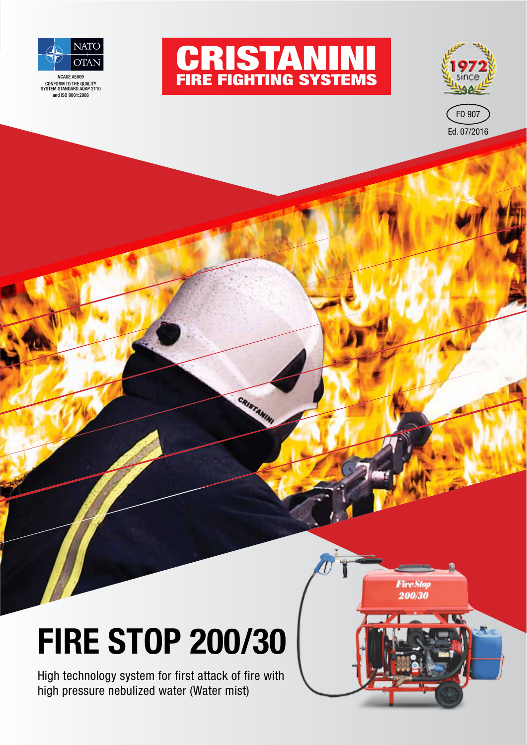NATO OTAN

NCAGE A5009
CONFORM TO THE QUALITY SYSTEM STANDARD AQAP 2110 and ISO 9001:2008

# CRISTANINI
## FIRE FIGHTING SYSTEMS

since 1972

FD 907
Ed. 07/2016

# FIRE STOP 200/30

High technology system for first attack of fire with high pressure nebulized water (Water mist)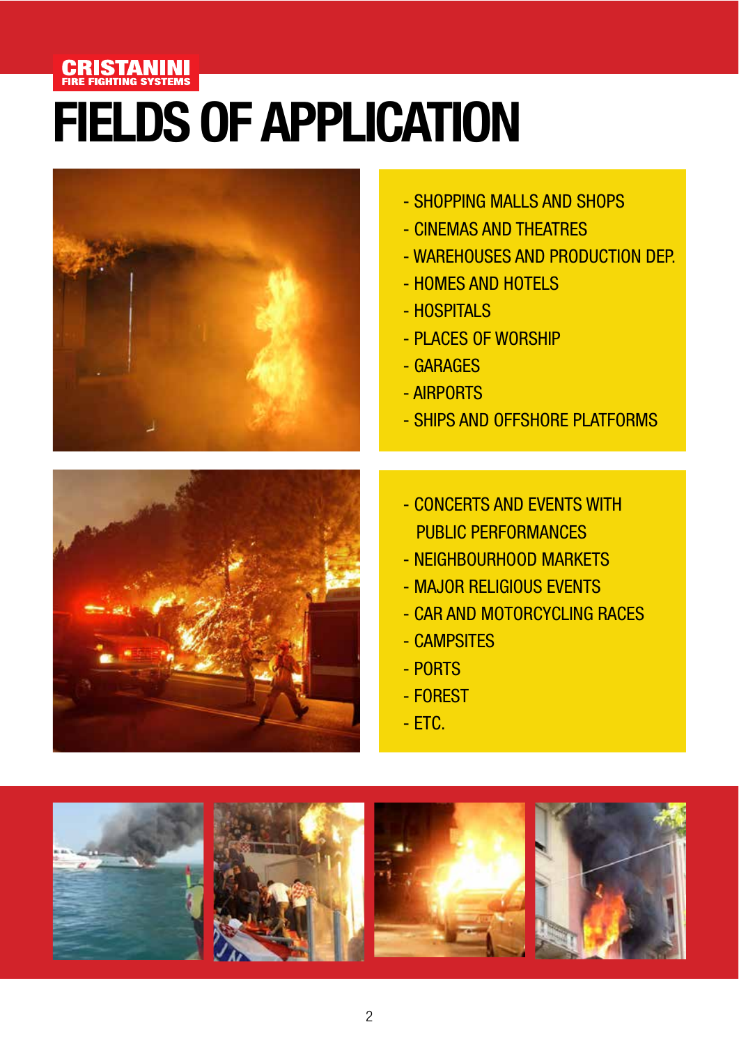CRISTANINI
FIRE FIGHTING SYSTEMS

# FIELDS OF APPLICATION

- SHOPPING MALLS AND SHOPS
- CINEMAS AND THEATRES
- WAREHOUSES AND PRODUCTION DEP.
- HOMES AND HOTELS
- HOSPITALS
- PLACES OF WORSHIP
- GARAGES
- AIRPORTS
- SHIPS AND OFFSHORE PLATFORMS

- CONCERTS AND EVENTS WITH PUBLIC PERFORMANCES
- NEIGHBOURHOOD MARKETS
- MAJOR RELIGIOUS EVENTS
- CAR AND MOTORCYCLING RACES
- CAMPSITES
- PORTS
- FOREST
- ETC.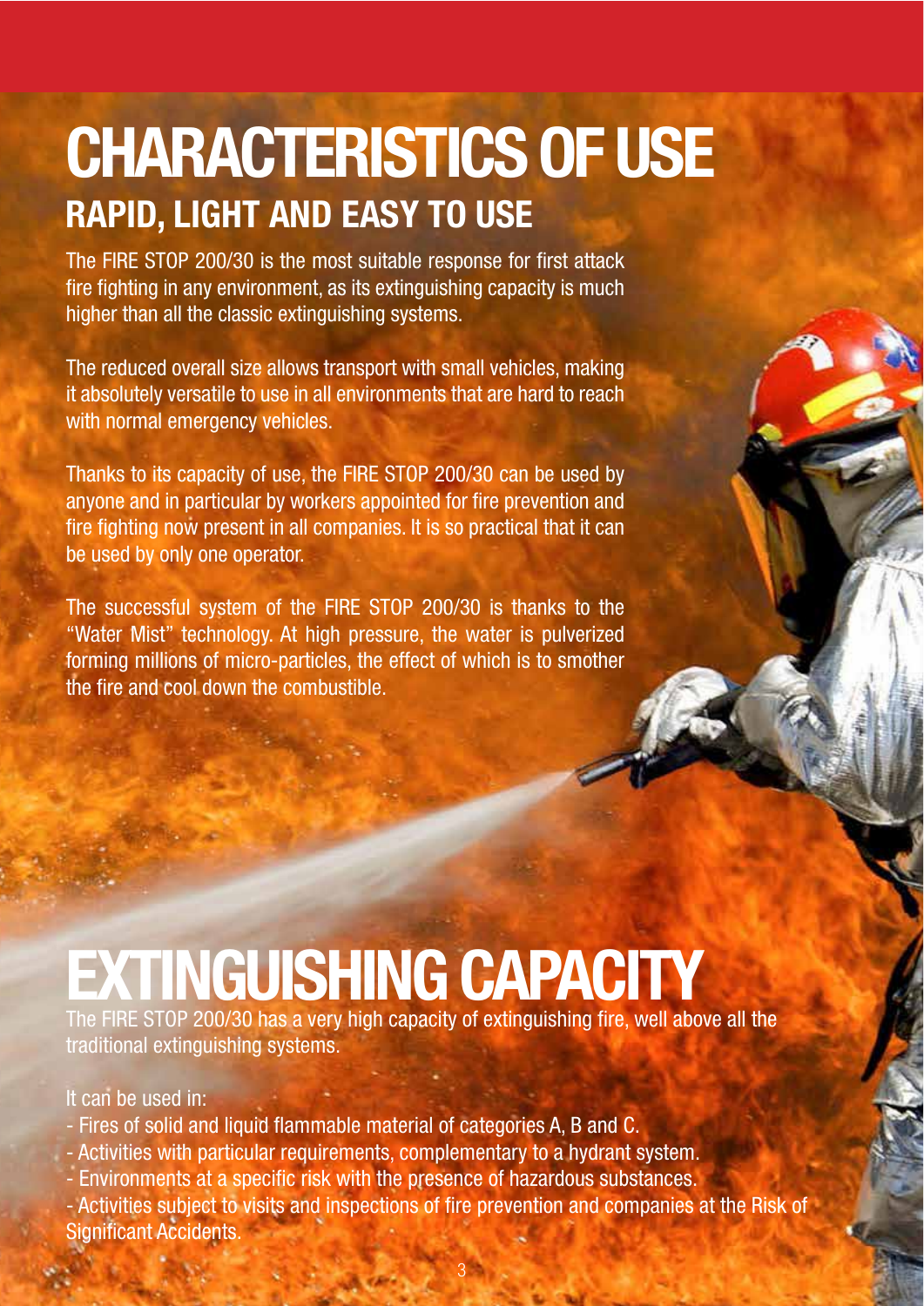# CHARACTERISTICS OF USE

## RAPID, LIGHT AND EASY TO USE

The FIRE STOP 200/30 is the most suitable response for first attack fire fighting in any environment, as its extinguishing capacity is much higher than all the classic extinguishing systems.

The reduced overall size allows transport with small vehicles, making it absolutely versatile to use in all environments that are hard to reach with normal emergency vehicles.

Thanks to its capacity of use, the FIRE STOP 200/30 can be used by anyone and in particular by workers appointed for fire prevention and fire fighting now present in all companies. It is so practical that it can be used by only one operator.

The successful system of the FIRE STOP 200/30 is thanks to the "Water Mist" technology. At high pressure, the water is pulverized forming millions of micro-particles, the effect of which is to smother the fire and cool down the combustible.

# EXTINGUISHING CAPACITY

The FIRE STOP 200/30 has a very high capacity of extinguishing fire, well above all the traditional extinguishing systems.

It can be used in:

- Fires of solid and liquid flammable material of categories A, B and C.
- Activities with particular requirements, complementary to a hydrant system.
- Environments at a specific risk with the presence of hazardous substances.
- Activities subject to visits and inspections of fire prevention and companies at the Risk of Significant Accidents.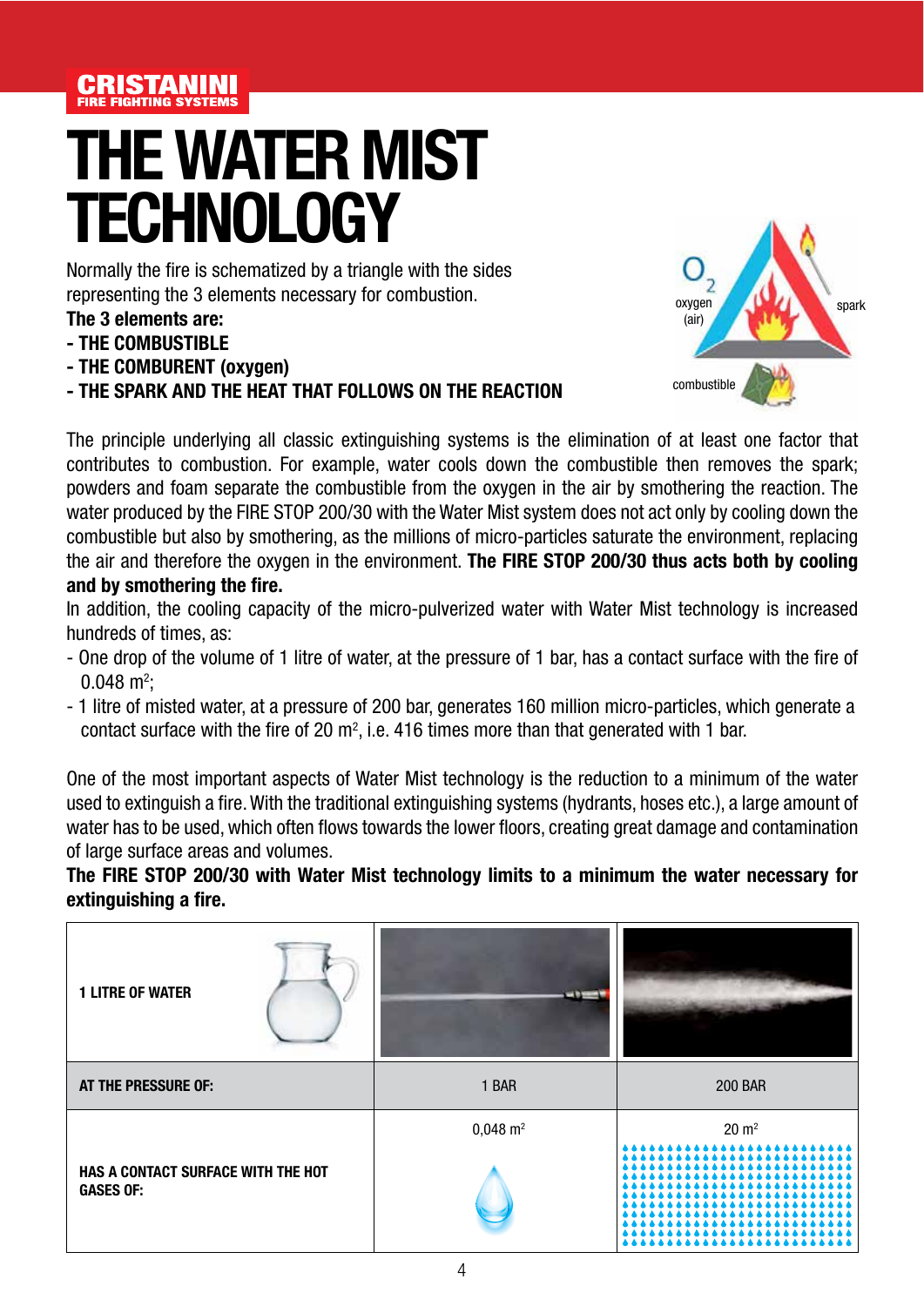CRISTANINI
FIRE FIGHTING SYSTEMS

# THE WATER MIST TECHNOLOGY

Normally the fire is schematized by a triangle with the sides representing the 3 elements necessary for combustion.

**The 3 elements are:**

- **THE COMBUSTIBLE**
- **THE COMBURENT (oxygen)**
- **THE SPARK AND THE HEAT THAT FOLLOWS ON THE REACTION**

$O_2$ oxygen (air) — spark — combustible

The principle underlying all classic extinguishing systems is the elimination of at least one factor that contributes to combustion. For example, water cools down the combustible then removes the spark; powders and foam separate the combustible from the oxygen in the air by smothering the reaction. The water produced by the FIRE STOP 200/30 with the Water Mist system does not act only by cooling down the combustible but also by smothering, as the millions of micro-particles saturate the environment, replacing the air and therefore the oxygen in the environment. **The FIRE STOP 200/30 thus acts both by cooling and by smothering the fire.**

In addition, the cooling capacity of the micro-pulverized water with Water Mist technology is increased hundreds of times, as:

- One drop of the volume of 1 litre of water, at the pressure of 1 bar, has a contact surface with the fire of 0.048 $m^2$;
- 1 litre of misted water, at a pressure of 200 bar, generates 160 million micro-particles, which generate a contact surface with the fire of 20 $m^2$, i.e. 416 times more than that generated with 1 bar.

One of the most important aspects of Water Mist technology is the reduction to a minimum of the water used to extinguish a fire. With the traditional extinguishing systems (hydrants, hoses etc.), a large amount of water has to be used, which often flows towards the lower floors, creating great damage and contamination of large surface areas and volumes.

**The FIRE STOP 200/30 with Water Mist technology limits to a minimum the water necessary for extinguishing a fire.**

| 1 LITRE OF WATER | | |
|---|---|---|
| **AT THE PRESSURE OF:** | 1 BAR | 200 BAR |
| **HAS A CONTACT SURFACE WITH THE HOT GASES OF:** | 0,048 $m^2$ | 20 $m^2$ |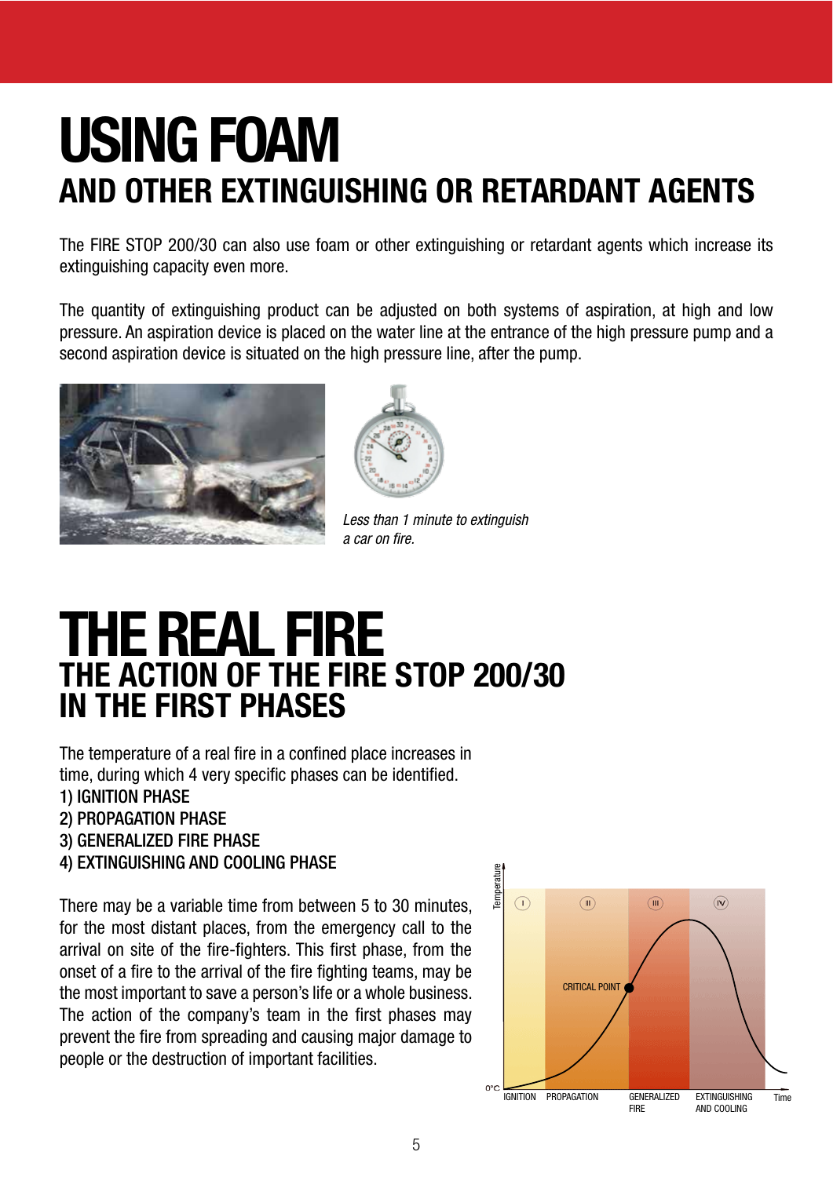# USING FOAM
## AND OTHER EXTINGUISHING OR RETARDANT AGENTS

The FIRE STOP 200/30 can also use foam or other extinguishing or retardant agents which increase its extinguishing capacity even more.

The quantity of extinguishing product can be adjusted on both systems of aspiration, at high and low pressure. An aspiration device is placed on the water line at the entrance of the high pressure pump and a second aspiration device is situated on the high pressure line, after the pump.

*Less than 1 minute to extinguish a car on fire.*

# THE REAL FIRE
## THE ACTION OF THE FIRE STOP 200/30 IN THE FIRST PHASES

The temperature of a real fire in a confined place increases in time, during which 4 very specific phases can be identified.

1) IGNITION PHASE
2) PROPAGATION PHASE
3) GENERALIZED FIRE PHASE
4) EXTINGUISHING AND COOLING PHASE

There may be a variable time from between 5 to 30 minutes, for the most distant places, from the emergency call to the arrival on site of the fire-fighters. This first phase, from the onset of a fire to the arrival of the fire fighting teams, may be the most important to save a person's life or a whole business. The action of the company's team in the first phases may prevent the fire from spreading and causing major damage to people or the destruction of important facilities.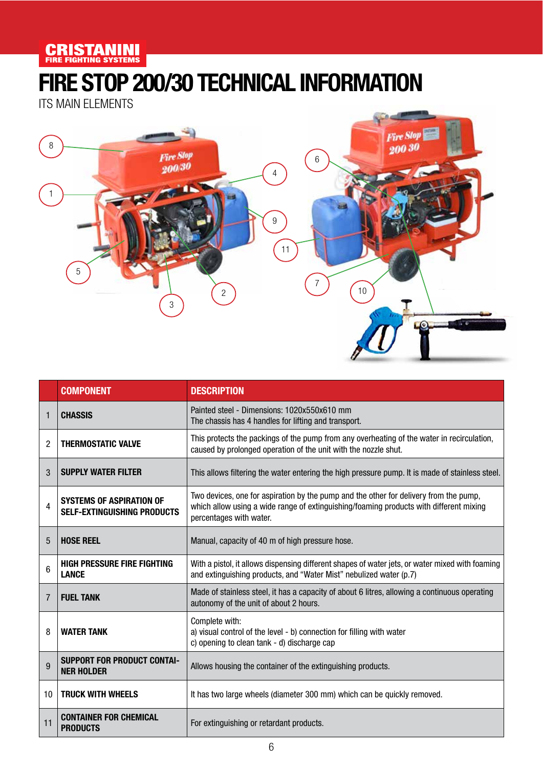CRISTANINI
FIRE FIGHTING SYSTEMS

# FIRE STOP 200/30 TECHNICAL INFORMATION

ITS MAIN ELEMENTS

| | COMPONENT | DESCRIPTION |
|---|---|---|
| 1 | **CHASSIS** | Painted steel - Dimensions: 1020x550x610 mm<br>The chassis has 4 handles for lifting and transport. |
| 2 | **THERMOSTATIC VALVE** | This protects the packings of the pump from any overheating of the water in recirculation, caused by prolonged operation of the unit with the nozzle shut. |
| 3 | **SUPPLY WATER FILTER** | This allows filtering the water entering the high pressure pump. It is made of stainless steel. |
| 4 | **SYSTEMS OF ASPIRATION OF SELF-EXTINGUISHING PRODUCTS** | Two devices, one for aspiration by the pump and the other for delivery from the pump, which allow using a wide range of extinguishing/foaming products with different mixing percentages with water. |
| 5 | **HOSE REEL** | Manual, capacity of 40 m of high pressure hose. |
| 6 | **HIGH PRESSURE FIRE FIGHTING LANCE** | With a pistol, it allows dispensing different shapes of water jets, or water mixed with foaming and extinguishing products, and "Water Mist" nebulized water (p.7) |
| 7 | **FUEL TANK** | Made of stainless steel, it has a capacity of about 6 litres, allowing a continuous operating autonomy of the unit of about 2 hours. |
| 8 | **WATER TANK** | Complete with:<br>a) visual control of the level - b) connection for filling with water<br>c) opening to clean tank - d) discharge cap |
| 9 | **SUPPORT FOR PRODUCT CONTAINER HOLDER** | Allows housing the container of the extinguishing products. |
| 10 | **TRUCK WITH WHEELS** | It has two large wheels (diameter 300 mm) which can be quickly removed. |
| 11 | **CONTAINER FOR CHEMICAL PRODUCTS** | For extinguishing or retardant products. |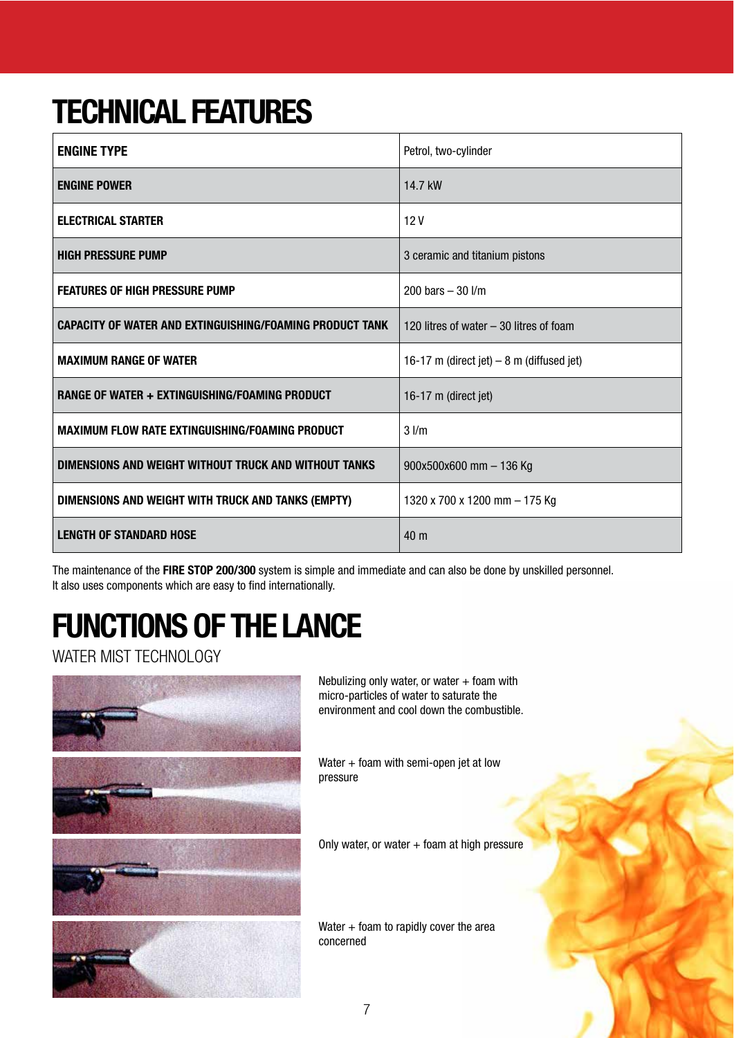# TECHNICAL FEATURES

| | |
|---|---|
| **ENGINE TYPE** | Petrol, two-cylinder |
| **ENGINE POWER** | 14.7 kW |
| **ELECTRICAL STARTER** | 12 V |
| **HIGH PRESSURE PUMP** | 3 ceramic and titanium pistons |
| **FEATURES OF HIGH PRESSURE PUMP** | 200 bars – 30 l/m |
| **CAPACITY OF WATER AND EXTINGUISHING/FOAMING PRODUCT TANK** | 120 litres of water – 30 litres of foam |
| **MAXIMUM RANGE OF WATER** | 16-17 m (direct jet) – 8 m (diffused jet) |
| **RANGE OF WATER + EXTINGUISHING/FOAMING PRODUCT** | 16-17 m (direct jet) |
| **MAXIMUM FLOW RATE EXTINGUISHING/FOAMING PRODUCT** | 3 l/m |
| **DIMENSIONS AND WEIGHT WITHOUT TRUCK AND WITHOUT TANKS** | 900x500x600 mm – 136 Kg |
| **DIMENSIONS AND WEIGHT WITH TRUCK AND TANKS (EMPTY)** | 1320 x 700 x 1200 mm – 175 Kg |
| **LENGTH OF STANDARD HOSE** | 40 m |

The maintenance of the **FIRE STOP 200/300** system is simple and immediate and can also be done by unskilled personnel.
It also uses components which are easy to find internationally.

# FUNCTIONS OF THE LANCE

WATER MIST TECHNOLOGY

Nebulizing only water, or water + foam with micro-particles of water to saturate the environment and cool down the combustible.

Water + foam with semi-open jet at low pressure

Only water, or water + foam at high pressure

Water + foam to rapidly cover the area concerned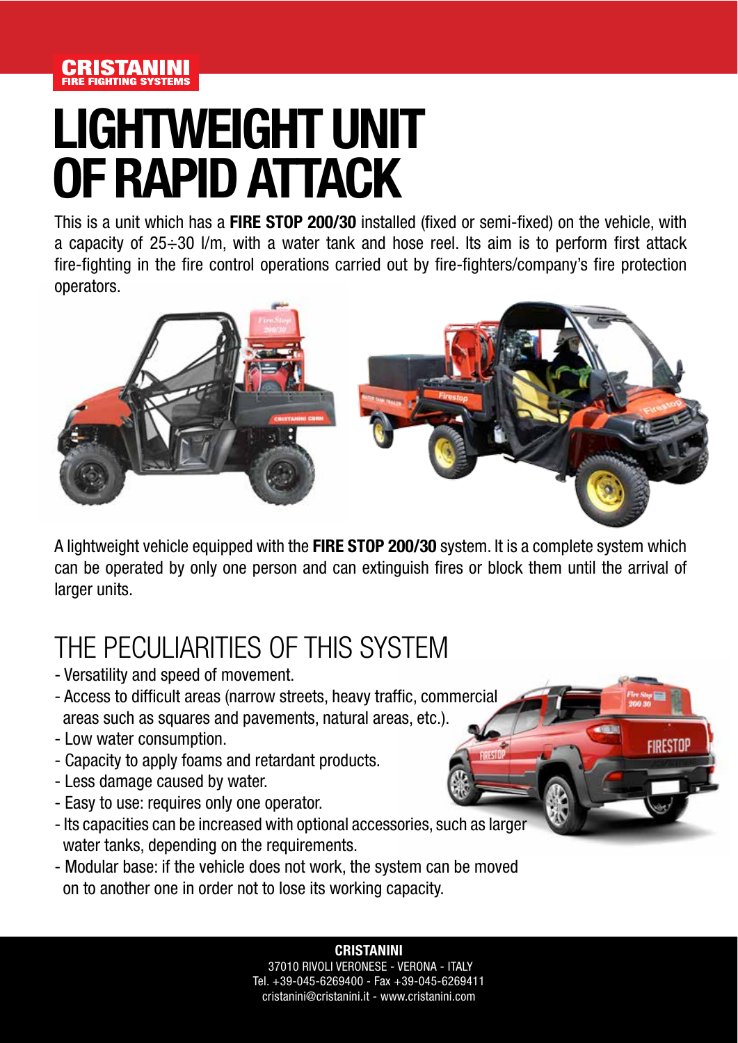CRISTANINI
FIRE FIGHTING SYSTEMS

# LIGHTWEIGHT UNIT OF RAPID ATTACK

This is a unit which has a **FIRE STOP 200/30** installed (fixed or semi-fixed) on the vehicle, with a capacity of 25÷30 l/m, with a water tank and hose reel. Its aim is to perform first attack fire-fighting in the fire control operations carried out by fire-fighters/company's fire protection operators.

A lightweight vehicle equipped with the **FIRE STOP 200/30** system. It is a complete system which can be operated by only one person and can extinguish fires or block them until the arrival of larger units.

## THE PECULIARITIES OF THIS SYSTEM

- Versatility and speed of movement.
- Access to difficult areas (narrow streets, heavy traffic, commercial areas such as squares and pavements, natural areas, etc.).
- Low water consumption.
- Capacity to apply foams and retardant products.
- Less damage caused by water.
- Easy to use: requires only one operator.
- Its capacities can be increased with optional accessories, such as larger water tanks, depending on the requirements.
- Modular base: if the vehicle does not work, the system can be moved on to another one in order not to lose its working capacity.

**CRISTANINI**
37010 RIVOLI VERONESE - VERONA - ITALY
Tel. +39-045-6269400 - Fax +39-045-6269411
cristanini@cristanini.it - www.cristanini.com